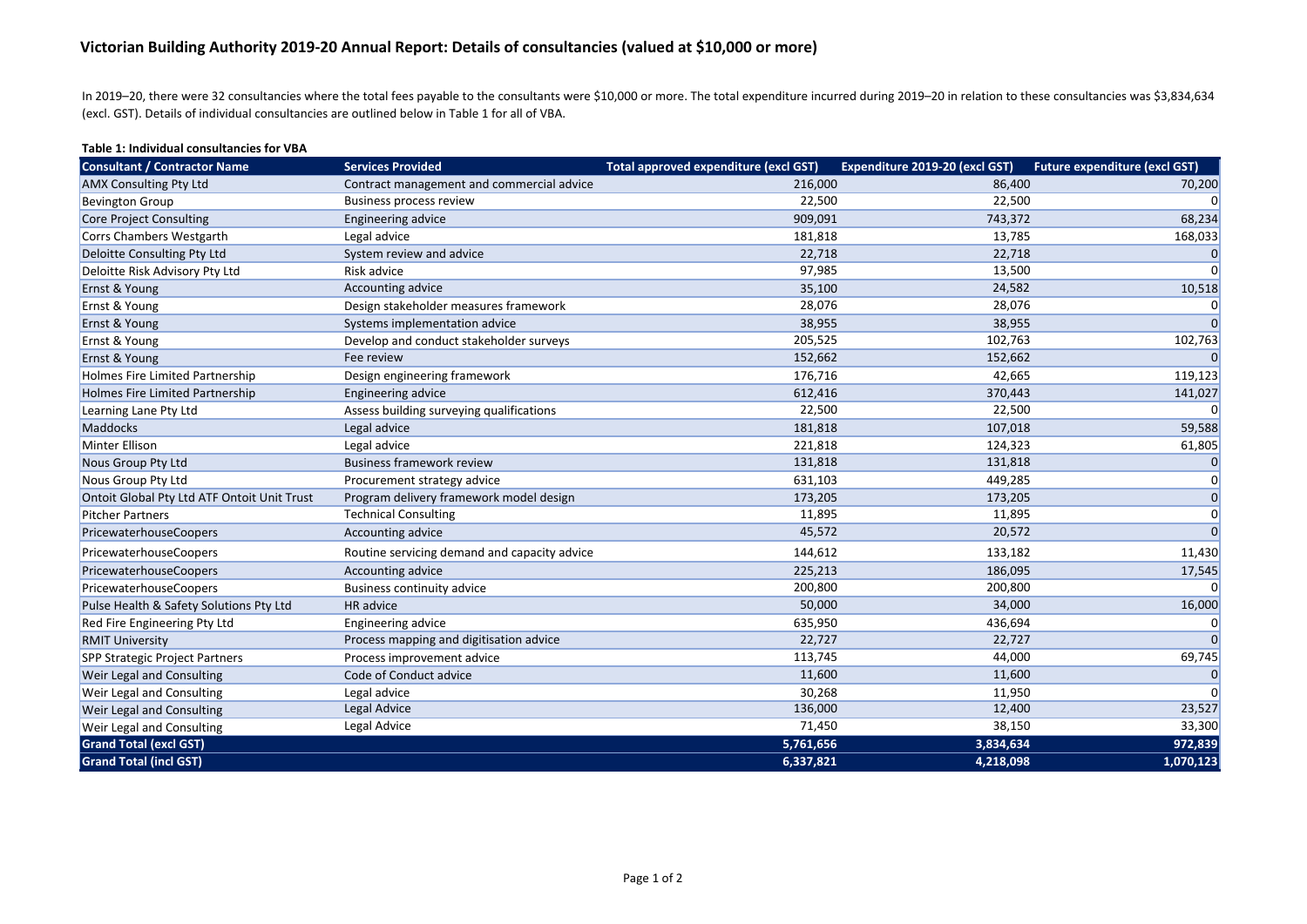# Victorian Building Authority 2019-20 Annual Report: Details of consultancies (valued at $10,000 or more)

In 2019–20, there were 32 consultancies where the total fees payable to the consultants were $10,000 or more. The total expenditure incurred during 2019–20 in relation to these consultancies was $3,834,634 (excl. GST). Details of individual consultancies are outlined below in Table 1 for all of VBA.

**Table 1: Individual consultancies for VBA**

| Consultant / Contractor Name | Services Provided | Total approved expenditure (excl GST) | Expenditure 2019-20 (excl GST) | Future expenditure (excl GST) |
|---|---|---|---|---|
| AMX Consulting Pty Ltd | Contract management and commercial advice | 216,000 | 86,400 | 70,200 |
| Bevington Group | Business process review | 22,500 | 22,500 | 0 |
| Core Project Consulting | Engineering advice | 909,091 | 743,372 | 68,234 |
| Corrs Chambers Westgarth | Legal advice | 181,818 | 13,785 | 168,033 |
| Deloitte Consulting Pty Ltd | System review and advice | 22,718 | 22,718 | 0 |
| Deloitte Risk Advisory Pty Ltd | Risk advice | 97,985 | 13,500 | 0 |
| Ernst & Young | Accounting advice | 35,100 | 24,582 | 10,518 |
| Ernst & Young | Design stakeholder measures framework | 28,076 | 28,076 | 0 |
| Ernst & Young | Systems implementation advice | 38,955 | 38,955 | 0 |
| Ernst & Young | Develop and conduct stakeholder surveys | 205,525 | 102,763 | 102,763 |
| Ernst & Young | Fee review | 152,662 | 152,662 | 0 |
| Holmes Fire Limited Partnership | Design engineering framework | 176,716 | 42,665 | 119,123 |
| Holmes Fire Limited Partnership | Engineering advice | 612,416 | 370,443 | 141,027 |
| Learning Lane Pty Ltd | Assess building surveying qualifications | 22,500 | 22,500 | 0 |
| Maddocks | Legal advice | 181,818 | 107,018 | 59,588 |
| Minter Ellison | Legal advice | 221,818 | 124,323 | 61,805 |
| Nous Group Pty Ltd | Business framework review | 131,818 | 131,818 | 0 |
| Nous Group Pty Ltd | Procurement strategy advice | 631,103 | 449,285 | 0 |
| Ontoit Global Pty Ltd ATF Ontoit Unit Trust | Program delivery framework model design | 173,205 | 173,205 | 0 |
| Pitcher Partners | Technical Consulting | 11,895 | 11,895 | 0 |
| PricewaterhouseCoopers | Accounting advice | 45,572 | 20,572 | 0 |
| PricewaterhouseCoopers | Routine servicing demand and capacity advice | 144,612 | 133,182 | 11,430 |
| PricewaterhouseCoopers | Accounting advice | 225,213 | 186,095 | 17,545 |
| PricewaterhouseCoopers | Business continuity advice | 200,800 | 200,800 | 0 |
| Pulse Health & Safety Solutions Pty Ltd | HR advice | 50,000 | 34,000 | 16,000 |
| Red Fire Engineering Pty Ltd | Engineering advice | 635,950 | 436,694 | 0 |
| RMIT University | Process mapping and digitisation advice | 22,727 | 22,727 | 0 |
| SPP Strategic Project Partners | Process improvement advice | 113,745 | 44,000 | 69,745 |
| Weir Legal and Consulting | Code of Conduct advice | 11,600 | 11,600 | 0 |
| Weir Legal and Consulting | Legal advice | 30,268 | 11,950 | 0 |
| Weir Legal and Consulting | Legal Advice | 136,000 | 12,400 | 23,527 |
| Weir Legal and Consulting | Legal Advice | 71,450 | 38,150 | 33,300 |
| **Grand Total (excl GST)** | | **5,761,656** | **3,834,634** | **972,839** |
| **Grand Total (incl GST)** | | **6,337,821** | **4,218,098** | **1,070,123** |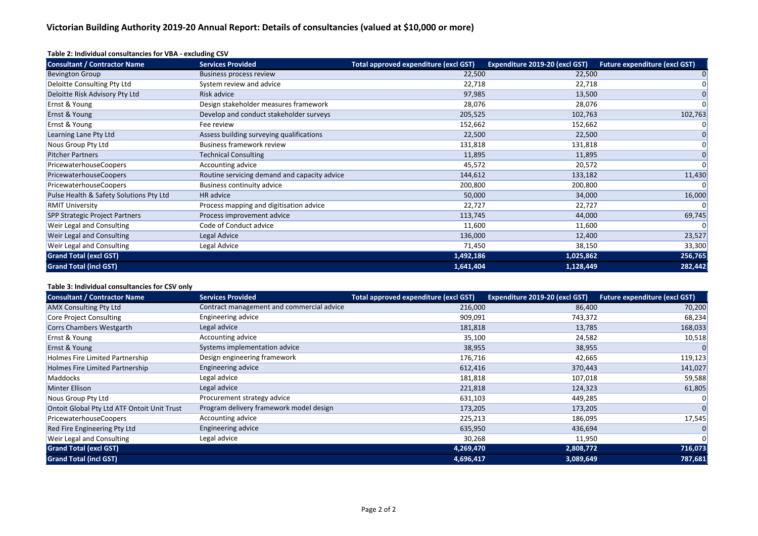# Victorian Building Authority 2019-20 Annual Report: Details of consultancies (valued at $10,000 or more)

**Table 2: Individual consultancies for VBA - excluding CSV**

| Consultant / Contractor Name | Services Provided | Total approved expenditure (excl GST) | Expenditure 2019-20 (excl GST) | Future expenditure (excl GST) |
|---|---|---|---|---|
| Bevington Group | Business process review | 22,500 | 22,500 | 0 |
| Deloitte Consulting Pty Ltd | System review and advice | 22,718 | 22,718 | 0 |
| Deloitte Risk Advisory Pty Ltd | Risk advice | 97,985 | 13,500 | 0 |
| Ernst & Young | Design stakeholder measures framework | 28,076 | 28,076 | 0 |
| Ernst & Young | Develop and conduct stakeholder surveys | 205,525 | 102,763 | 102,763 |
| Ernst & Young | Fee review | 152,662 | 152,662 | 0 |
| Learning Lane Pty Ltd | Assess building surveying qualifications | 22,500 | 22,500 | 0 |
| Nous Group Pty Ltd | Business framework review | 131,818 | 131,818 | 0 |
| Pitcher Partners | Technical Consulting | 11,895 | 11,895 | 0 |
| PricewaterhouseCoopers | Accounting advice | 45,572 | 20,572 | 0 |
| PricewaterhouseCoopers | Routine servicing demand and capacity advice | 144,612 | 133,182 | 11,430 |
| PricewaterhouseCoopers | Business continuity advice | 200,800 | 200,800 | 0 |
| Pulse Health & Safety Solutions Pty Ltd | HR advice | 50,000 | 34,000 | 16,000 |
| RMIT University | Process mapping and digitisation advice | 22,727 | 22,727 | 0 |
| SPP Strategic Project Partners | Process improvement advice | 113,745 | 44,000 | 69,745 |
| Weir Legal and Consulting | Code of Conduct advice | 11,600 | 11,600 | 0 |
| Weir Legal and Consulting | Legal Advice | 136,000 | 12,400 | 23,527 |
| Weir Legal and Consulting | Legal Advice | 71,450 | 38,150 | 33,300 |
| **Grand Total (excl GST)** | | **1,492,186** | **1,025,862** | **256,765** |
| **Grand Total (incl GST)** | | **1,641,404** | **1,128,449** | **282,442** |

**Table 3: Individual consultancies for CSV only**

| Consultant / Contractor Name | Services Provided | Total approved expenditure (excl GST) | Expenditure 2019-20 (excl GST) | Future expenditure (excl GST) |
|---|---|---|---|---|
| AMX Consulting Pty Ltd | Contract management and commercial advice | 216,000 | 86,400 | 70,200 |
| Core Project Consulting | Engineering advice | 909,091 | 743,372 | 68,234 |
| Corrs Chambers Westgarth | Legal advice | 181,818 | 13,785 | 168,033 |
| Ernst & Young | Accounting advice | 35,100 | 24,582 | 10,518 |
| Ernst & Young | Systems implementation advice | 38,955 | 38,955 | 0 |
| Holmes Fire Limited Partnership | Design engineering framework | 176,716 | 42,665 | 119,123 |
| Holmes Fire Limited Partnership | Engineering advice | 612,416 | 370,443 | 141,027 |
| Maddocks | Legal advice | 181,818 | 107,018 | 59,588 |
| Minter Ellison | Legal advice | 221,818 | 124,323 | 61,805 |
| Nous Group Pty Ltd | Procurement strategy advice | 631,103 | 449,285 | 0 |
| Ontoit Global Pty Ltd ATF Ontoit Unit Trust | Program delivery framework model design | 173,205 | 173,205 | 0 |
| PricewaterhouseCoopers | Accounting advice | 225,213 | 186,095 | 17,545 |
| Red Fire Engineering Pty Ltd | Engineering advice | 635,950 | 436,694 | 0 |
| Weir Legal and Consulting | Legal advice | 30,268 | 11,950 | 0 |
| **Grand Total (excl GST)** | | **4,269,470** | **2,808,772** | **716,073** |
| **Grand Total (incl GST)** | | **4,696,417** | **3,089,649** | **787,681** |